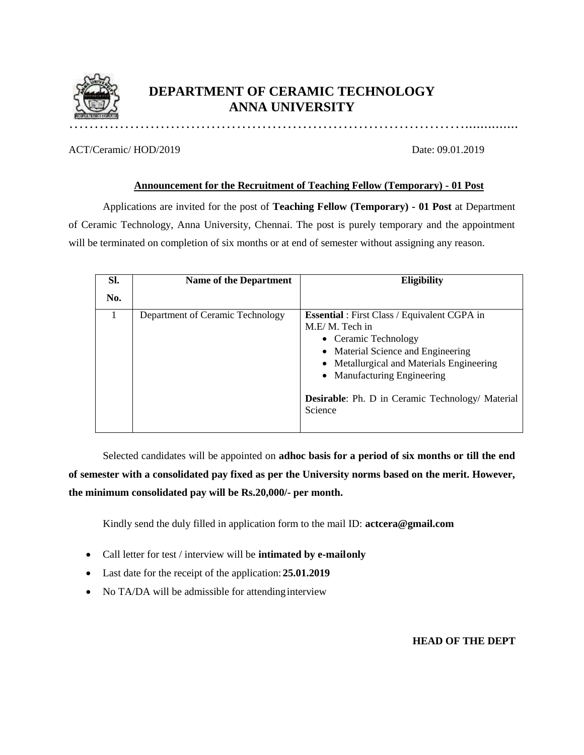# DEPARTMENT OF CERAMIC TECHNOLOGY
# ANNA UNIVERSITY

ACT/Ceramic/ HOD/2019 Date: 09.01.2019

**Announcement for the Recruitment of Teaching Fellow (Temporary) - 01 Post**

Applications are invited for the post of **Teaching Fellow (Temporary) - 01 Post** at Department of Ceramic Technology, Anna University, Chennai. The post is purely temporary and the appointment will be terminated on completion of six months or at end of semester without assigning any reason.

| Sl. No. | Name of the Department | Eligibility |
|---|---|---|
| 1 | Department of Ceramic Technology | **Essential** : First Class / Equivalent CGPA in M.E/ M. Tech in<br>• Ceramic Technology<br>• Material Science and Engineering<br>• Metallurgical and Materials Engineering<br>• Manufacturing Engineering<br><br>**Desirable**: Ph. D in Ceramic Technology/ Material Science |

Selected candidates will be appointed on **adhoc basis for a period of six months or till the end of semester with a consolidated pay fixed as per the University norms based on the merit. However, the minimum consolidated pay will be Rs.20,000/- per month.**

Kindly send the duly filled in application form to the mail ID: **actcera@gmail.com**

- Call letter for test / interview will be **intimated by e-mail only**
- Last date for the receipt of the application: **25.01.2019**
- No TA/DA will be admissible for attending interview

**HEAD OF THE DEPT**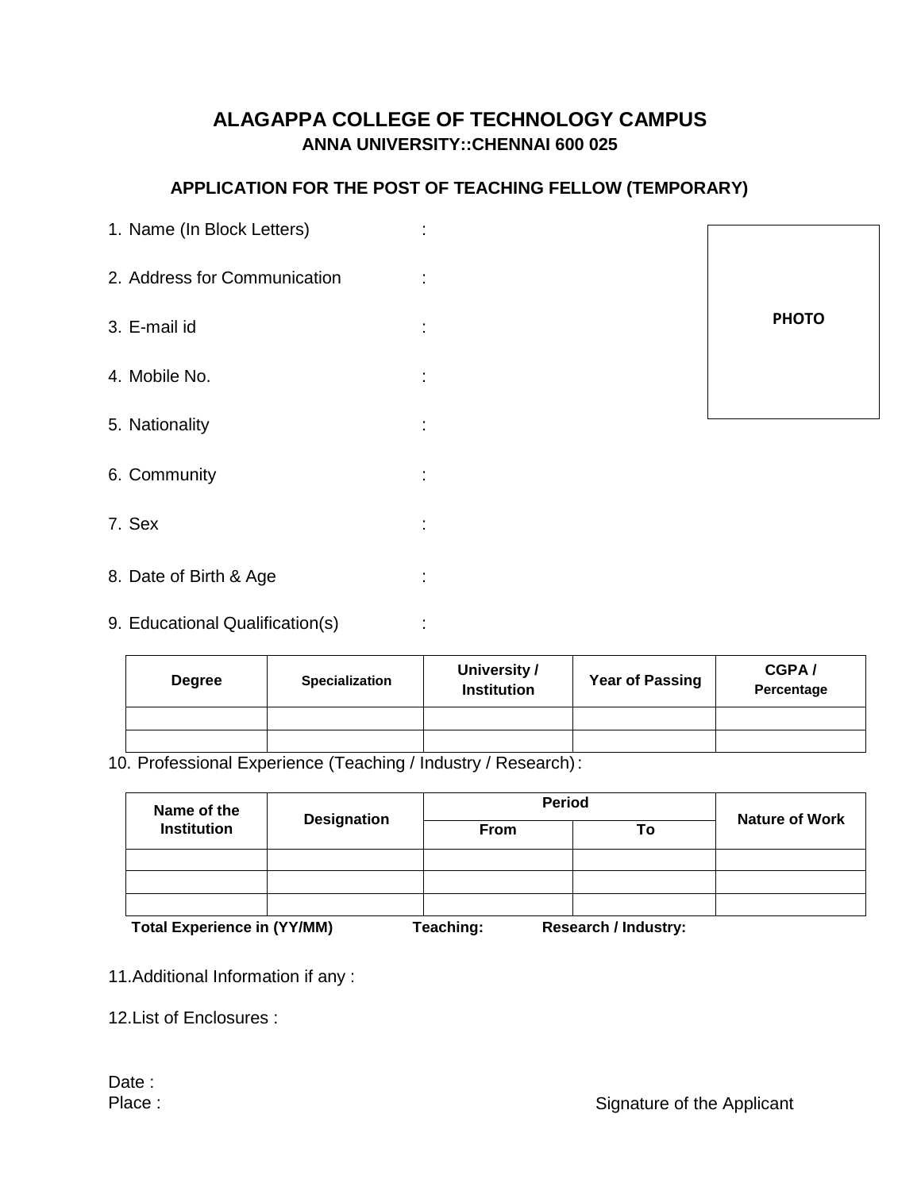# ALAGAPPA COLLEGE OF TECHNOLOGY CAMPUS

## ANNA UNIVERSITY::CHENNAI 600 025

### APPLICATION FOR THE POST OF TEACHING FELLOW (TEMPORARY)

1. Name (In Block Letters) :
2. Address for Communication :
3. E-mail id :
4. Mobile No. :
5. Nationality :
6. Community :
7. Sex :
8. Date of Birth & Age :
9. Educational Qualification(s) :

PHOTO

| Degree | Specialization | University / Institution | Year of Passing | CGPA / Percentage |
|---|---|---|---|---|
| | | | | |
| | | | | |

10. Professional Experience (Teaching / Industry / Research) :

| Name of the Institution | Designation | Period | | Nature of Work |
|---|---|---|---|---|
| | | From | To | |
| | | | | |
| | | | | |
| | | | | |

**Total Experience in (YY/MM)** **Teaching:** **Research / Industry:**

11. Additional Information if any :

12. List of Enclosures :

Date :
Place :

Signature of the Applicant